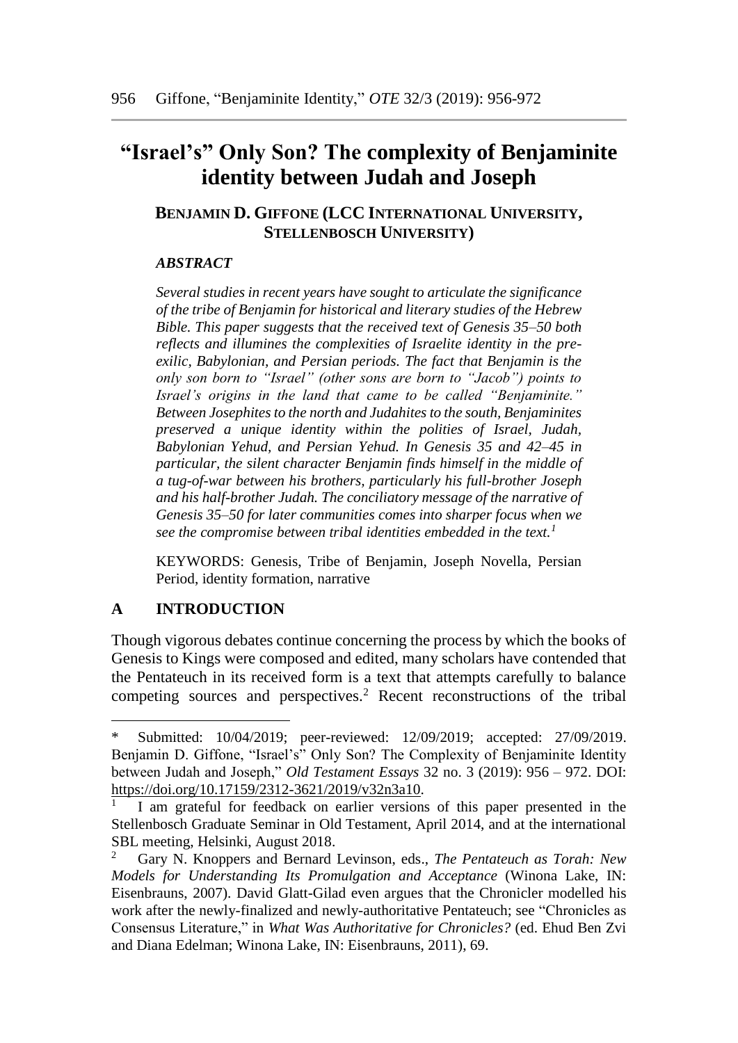# "Israel's" Only Son? The complexity of Benjaminite identity between Judah and Joseph

**BENJAMIN D. GIFFONE (LCC INTERNATIONAL UNIVERSITY, STELLENBOSCH UNIVERSITY)**

***ABSTRACT***

*Several studies in recent years have sought to articulate the significance of the tribe of Benjamin for historical and literary studies of the Hebrew Bible. This paper suggests that the received text of Genesis 35–50 both reflects and illumines the complexities of Israelite identity in the pre-exilic, Babylonian, and Persian periods. The fact that Benjamin is the only son born to "Israel" (other sons are born to "Jacob") points to Israel's origins in the land that came to be called "Benjaminite." Between Josephites to the north and Judahites to the south, Benjaminites preserved a unique identity within the polities of Israel, Judah, Babylonian Yehud, and Persian Yehud. In Genesis 35 and 42–45 in particular, the silent character Benjamin finds himself in the middle of a tug-of-war between his brothers, particularly his full-brother Joseph and his half-brother Judah. The conciliatory message of the narrative of Genesis 35–50 for later communities comes into sharper focus when we see the compromise between tribal identities embedded in the text.*[1]

KEYWORDS: Genesis, Tribe of Benjamin, Joseph Novella, Persian Period, identity formation, narrative

## A INTRODUCTION

Though vigorous debates continue concerning the process by which the books of Genesis to Kings were composed and edited, many scholars have contended that the Pentateuch in its received form is a text that attempts carefully to balance competing sources and perspectives.[2] Recent reconstructions of the tribal

---

\* Submitted: 10/04/2019; peer-reviewed: 12/09/2019; accepted: 27/09/2019. Benjamin D. Giffone, "Israel's" Only Son? The Complexity of Benjaminite Identity between Judah and Joseph," *Old Testament Essays* 32 no. 3 (2019): 956 – 972. DOI: https://doi.org/10.17159/2312-3621/2019/v32n3a10.

[1] I am grateful for feedback on earlier versions of this paper presented in the Stellenbosch Graduate Seminar in Old Testament, April 2014, and at the international SBL meeting, Helsinki, August 2018.

[2] Gary N. Knoppers and Bernard Levinson, eds., *The Pentateuch as Torah: New Models for Understanding Its Promulgation and Acceptance* (Winona Lake, IN: Eisenbrauns, 2007). David Glatt-Gilad even argues that the Chronicler modelled his work after the newly-finalized and newly-authoritative Pentateuch; see "Chronicles as Consensus Literature," in *What Was Authoritative for Chronicles?* (ed. Ehud Ben Zvi and Diana Edelman; Winona Lake, IN: Eisenbrauns, 2011), 69.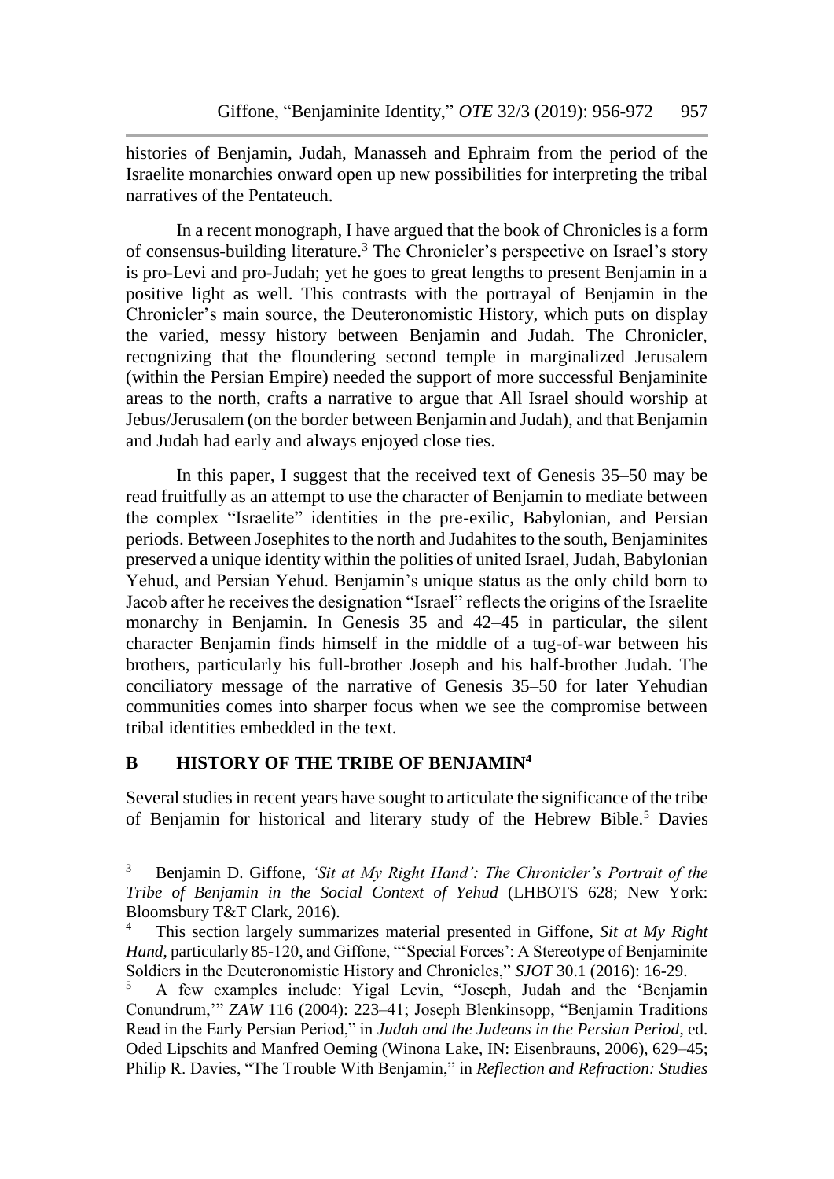histories of Benjamin, Judah, Manasseh and Ephraim from the period of the Israelite monarchies onward open up new possibilities for interpreting the tribal narratives of the Pentateuch.

In a recent monograph, I have argued that the book of Chronicles is a form of consensus-building literature.[3] The Chronicler's perspective on Israel's story is pro-Levi and pro-Judah; yet he goes to great lengths to present Benjamin in a positive light as well. This contrasts with the portrayal of Benjamin in the Chronicler's main source, the Deuteronomistic History, which puts on display the varied, messy history between Benjamin and Judah. The Chronicler, recognizing that the floundering second temple in marginalized Jerusalem (within the Persian Empire) needed the support of more successful Benjaminite areas to the north, crafts a narrative to argue that All Israel should worship at Jebus/Jerusalem (on the border between Benjamin and Judah), and that Benjamin and Judah had early and always enjoyed close ties.

In this paper, I suggest that the received text of Genesis 35–50 may be read fruitfully as an attempt to use the character of Benjamin to mediate between the complex "Israelite" identities in the pre-exilic, Babylonian, and Persian periods. Between Josephites to the north and Judahites to the south, Benjaminites preserved a unique identity within the polities of united Israel, Judah, Babylonian Yehud, and Persian Yehud. Benjamin's unique status as the only child born to Jacob after he receives the designation "Israel" reflects the origins of the Israelite monarchy in Benjamin. In Genesis 35 and 42–45 in particular, the silent character Benjamin finds himself in the middle of a tug-of-war between his brothers, particularly his full-brother Joseph and his half-brother Judah. The conciliatory message of the narrative of Genesis 35–50 for later Yehudian communities comes into sharper focus when we see the compromise between tribal identities embedded in the text.

## B HISTORY OF THE TRIBE OF BENJAMIN[4]

Several studies in recent years have sought to articulate the significance of the tribe of Benjamin for historical and literary study of the Hebrew Bible.[5] Davies

---

[3] Benjamin D. Giffone, *'Sit at My Right Hand': The Chronicler's Portrait of the Tribe of Benjamin in the Social Context of Yehud* (LHBOTS 628; New York: Bloomsbury T&T Clark, 2016).

[4] This section largely summarizes material presented in Giffone, *Sit at My Right Hand*, particularly 85-120, and Giffone, "'Special Forces': A Stereotype of Benjaminite Soldiers in the Deuteronomistic History and Chronicles," *SJOT* 30.1 (2016): 16-29.

[5] A few examples include: Yigal Levin, "Joseph, Judah and the 'Benjamin Conundrum,'" *ZAW* 116 (2004): 223–41; Joseph Blenkinsopp, "Benjamin Traditions Read in the Early Persian Period," in *Judah and the Judeans in the Persian Period*, ed. Oded Lipschits and Manfred Oeming (Winona Lake, IN: Eisenbrauns, 2006), 629–45; Philip R. Davies, "The Trouble With Benjamin," in *Reflection and Refraction: Studies*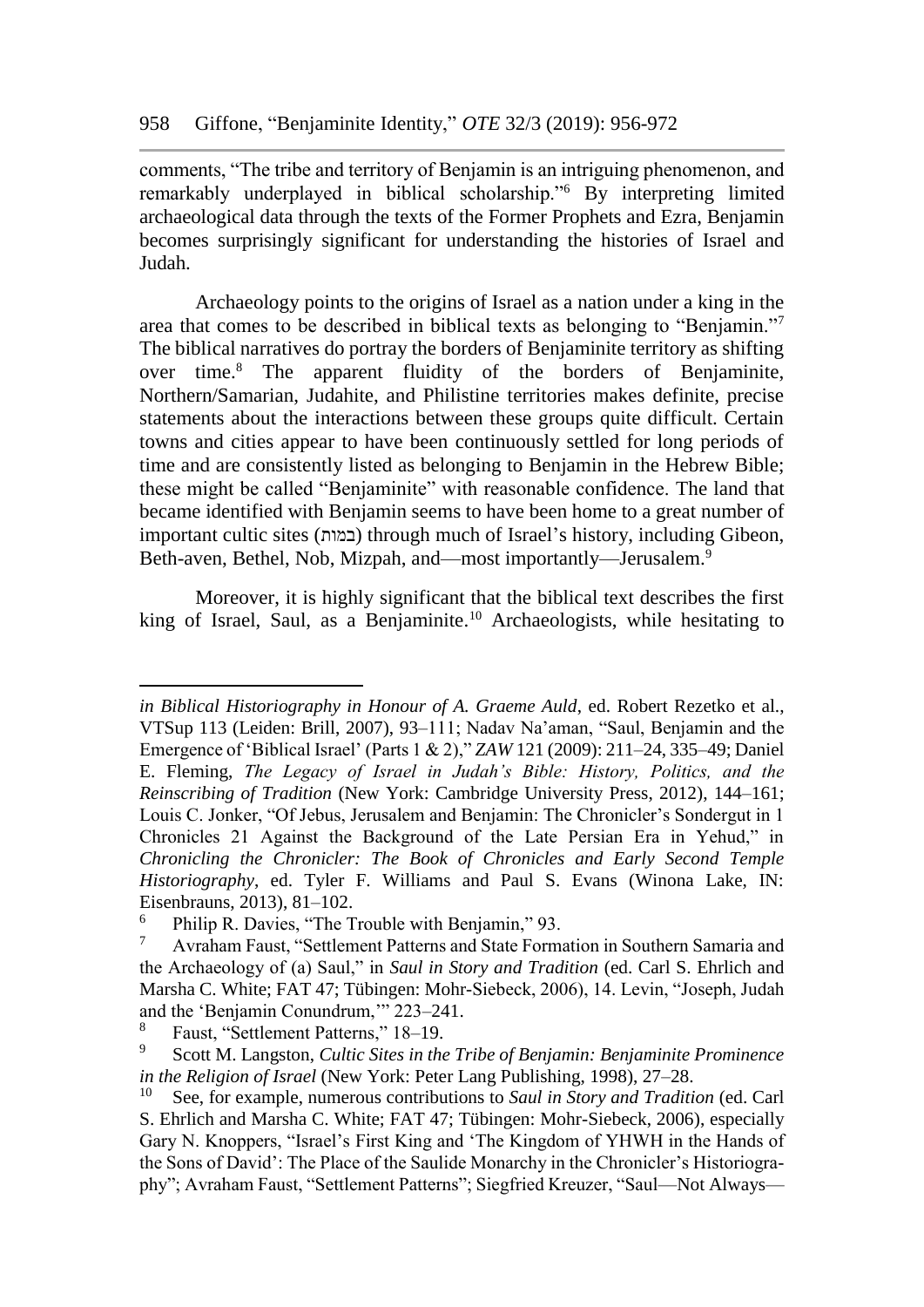comments, "The tribe and territory of Benjamin is an intriguing phenomenon, and remarkably underplayed in biblical scholarship."[6] By interpreting limited archaeological data through the texts of the Former Prophets and Ezra, Benjamin becomes surprisingly significant for understanding the histories of Israel and Judah.

Archaeology points to the origins of Israel as a nation under a king in the area that comes to be described in biblical texts as belonging to "Benjamin."[7] The biblical narratives do portray the borders of Benjaminite territory as shifting over time.[8] The apparent fluidity of the borders of Benjaminite, Northern/Samarian, Judahite, and Philistine territories makes definite, precise statements about the interactions between these groups quite difficult. Certain towns and cities appear to have been continuously settled for long periods of time and are consistently listed as belonging to Benjamin in the Hebrew Bible; these might be called "Benjaminite" with reasonable confidence. The land that became identified with Benjamin seems to have been home to a great number of important cultic sites (במות) through much of Israel's history, including Gibeon, Beth-aven, Bethel, Nob, Mizpah, and—most importantly—Jerusalem.[9]

Moreover, it is highly significant that the biblical text describes the first king of Israel, Saul, as a Benjaminite.[10] Archaeologists, while hesitating to

---

*in Biblical Historiography in Honour of A. Graeme Auld*, ed. Robert Rezetko et al., VTSup 113 (Leiden: Brill, 2007), 93–111; Nadav Na'aman, "Saul, Benjamin and the Emergence of 'Biblical Israel' (Parts 1 & 2)," *ZAW* 121 (2009): 211–24, 335–49; Daniel E. Fleming, *The Legacy of Israel in Judah's Bible: History, Politics, and the Reinscribing of Tradition* (New York: Cambridge University Press, 2012), 144–161; Louis C. Jonker, "Of Jebus, Jerusalem and Benjamin: The Chronicler's Sondergut in 1 Chronicles 21 Against the Background of the Late Persian Era in Yehud," in *Chronicling the Chronicler: The Book of Chronicles and Early Second Temple Historiography*, ed. Tyler F. Williams and Paul S. Evans (Winona Lake, IN: Eisenbrauns, 2013), 81–102.

[6] Philip R. Davies, "The Trouble with Benjamin," 93.

[7] Avraham Faust, "Settlement Patterns and State Formation in Southern Samaria and the Archaeology of (a) Saul," in *Saul in Story and Tradition* (ed. Carl S. Ehrlich and Marsha C. White; FAT 47; Tübingen: Mohr-Siebeck, 2006), 14. Levin, "Joseph, Judah and the 'Benjamin Conundrum,'" 223–241.

[8] Faust, "Settlement Patterns," 18–19.

[9] Scott M. Langston, *Cultic Sites in the Tribe of Benjamin: Benjaminite Prominence in the Religion of Israel* (New York: Peter Lang Publishing, 1998), 27–28.

[10] See, for example, numerous contributions to *Saul in Story and Tradition* (ed. Carl S. Ehrlich and Marsha C. White; FAT 47; Tübingen: Mohr-Siebeck, 2006), especially Gary N. Knoppers, "Israel's First King and 'The Kingdom of YHWH in the Hands of the Sons of David': The Place of the Saulide Monarchy in the Chronicler's Historiography"; Avraham Faust, "Settlement Patterns"; Siegfried Kreuzer, "Saul—Not Always—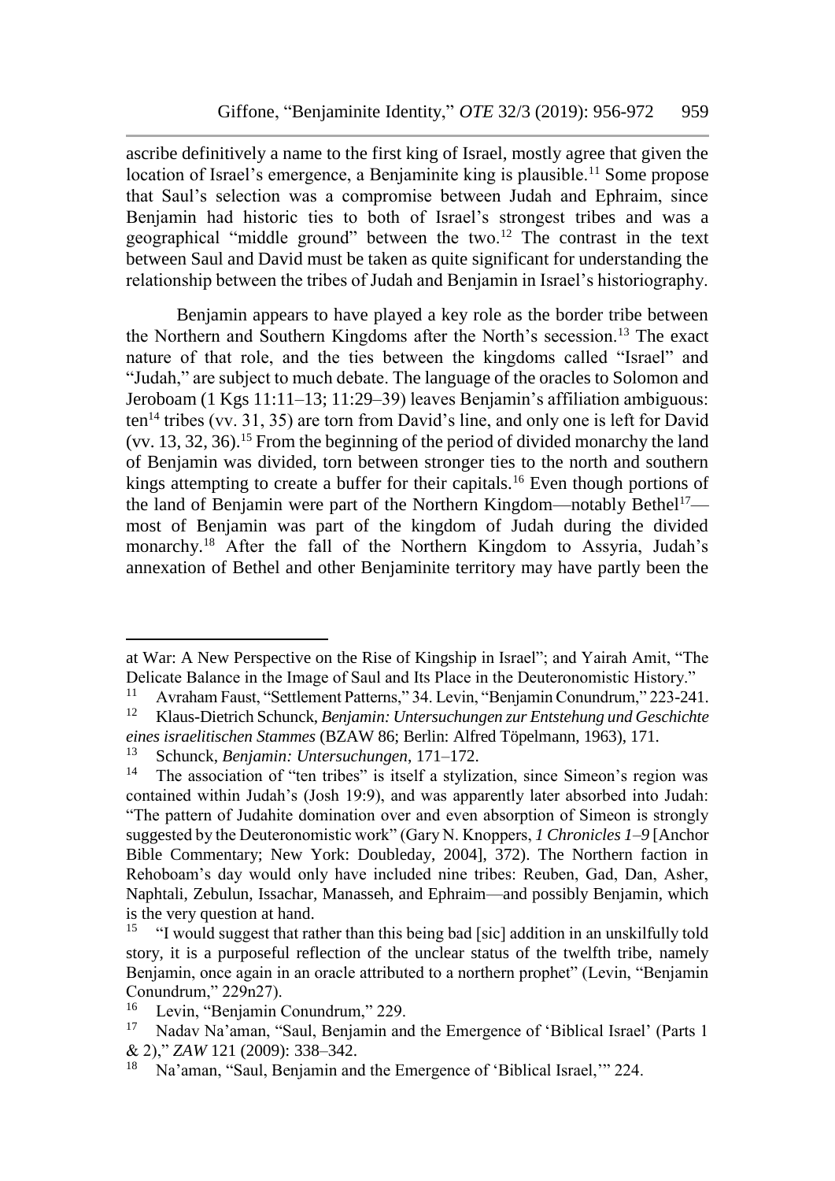ascribe definitively a name to the first king of Israel, mostly agree that given the location of Israel's emergence, a Benjaminite king is plausible.[11] Some propose that Saul's selection was a compromise between Judah and Ephraim, since Benjamin had historic ties to both of Israel's strongest tribes and was a geographical "middle ground" between the two.[12] The contrast in the text between Saul and David must be taken as quite significant for understanding the relationship between the tribes of Judah and Benjamin in Israel's historiography.

Benjamin appears to have played a key role as the border tribe between the Northern and Southern Kingdoms after the North's secession.[13] The exact nature of that role, and the ties between the kingdoms called "Israel" and "Judah," are subject to much debate. The language of the oracles to Solomon and Jeroboam (1 Kgs 11:11–13; 11:29–39) leaves Benjamin's affiliation ambiguous: ten[14] tribes (vv. 31, 35) are torn from David's line, and only one is left for David (vv. 13, 32, 36).[15] From the beginning of the period of divided monarchy the land of Benjamin was divided, torn between stronger ties to the north and southern kings attempting to create a buffer for their capitals.[16] Even though portions of the land of Benjamin were part of the Northern Kingdom—notably Bethel[17]—most of Benjamin was part of the kingdom of Judah during the divided monarchy.[18] After the fall of the Northern Kingdom to Assyria, Judah's annexation of Bethel and other Benjaminite territory may have partly been the

---

at War: A New Perspective on the Rise of Kingship in Israel"; and Yairah Amit, "The Delicate Balance in the Image of Saul and Its Place in the Deuteronomistic History."

[11] Avraham Faust, "Settlement Patterns," 34. Levin, "Benjamin Conundrum," 223-241.

[12] Klaus-Dietrich Schunck, *Benjamin: Untersuchungen zur Entstehung und Geschichte eines israelitischen Stammes* (BZAW 86; Berlin: Alfred Töpelmann, 1963), 171.

[13] Schunck, *Benjamin: Untersuchungen*, 171–172.

[14] The association of "ten tribes" is itself a stylization, since Simeon's region was contained within Judah's (Josh 19:9), and was apparently later absorbed into Judah: "The pattern of Judahite domination over and even absorption of Simeon is strongly suggested by the Deuteronomistic work" (Gary N. Knoppers, *1 Chronicles 1–9* [Anchor Bible Commentary; New York: Doubleday, 2004], 372). The Northern faction in Rehoboam's day would only have included nine tribes: Reuben, Gad, Dan, Asher, Naphtali, Zebulun, Issachar, Manasseh, and Ephraim—and possibly Benjamin, which is the very question at hand.

[15] "I would suggest that rather than this being bad [sic] addition in an unskilfully told story, it is a purposeful reflection of the unclear status of the twelfth tribe, namely Benjamin, once again in an oracle attributed to a northern prophet" (Levin, "Benjamin Conundrum," 229n27).

[16] Levin, "Benjamin Conundrum," 229.

[17] Nadav Na'aman, "Saul, Benjamin and the Emergence of 'Biblical Israel' (Parts 1 & 2)," *ZAW* 121 (2009): 338–342.

[18] Na'aman, "Saul, Benjamin and the Emergence of 'Biblical Israel,'" 224.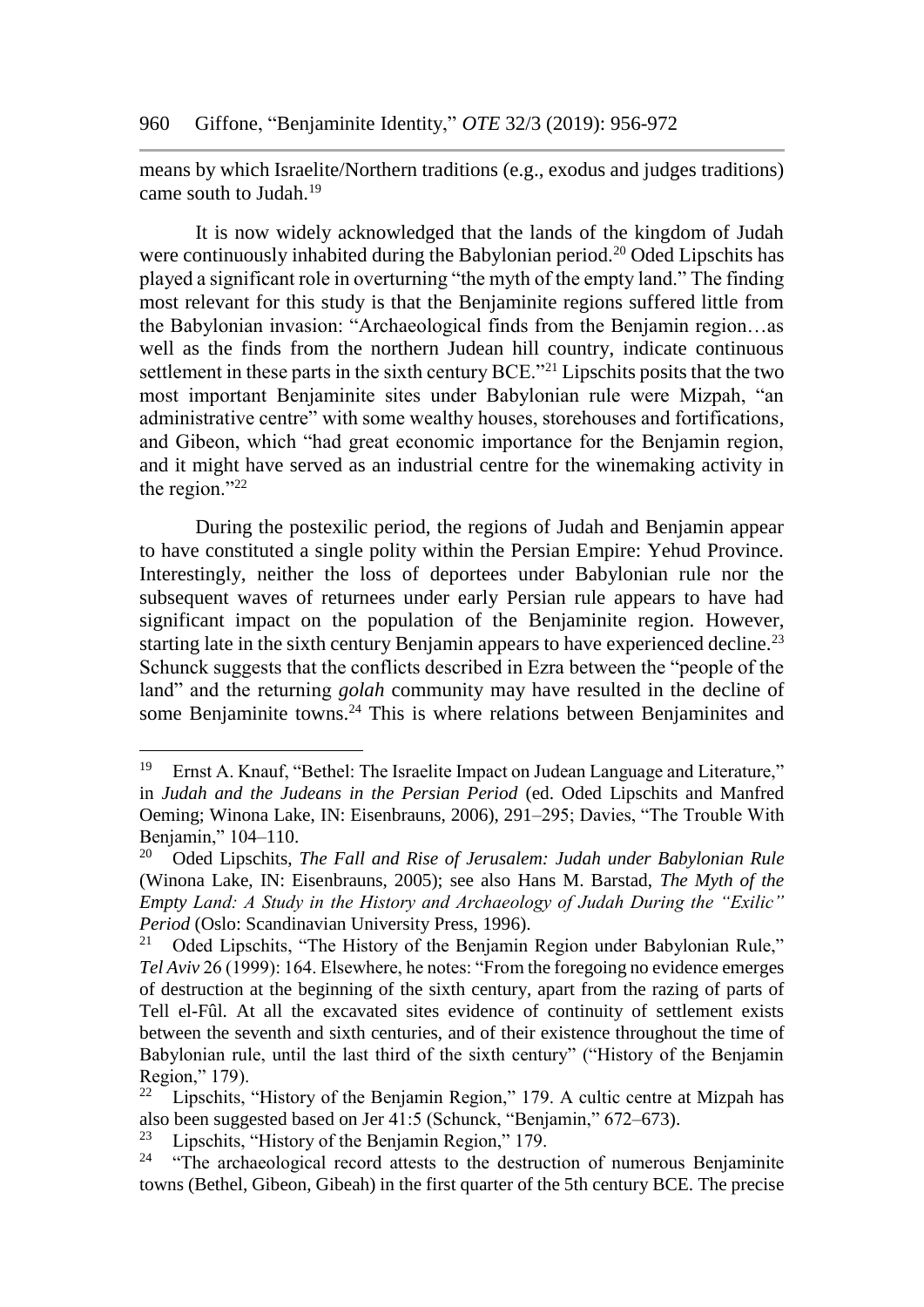means by which Israelite/Northern traditions (e.g., exodus and judges traditions) came south to Judah.[19]

It is now widely acknowledged that the lands of the kingdom of Judah were continuously inhabited during the Babylonian period.[20] Oded Lipschits has played a significant role in overturning "the myth of the empty land." The finding most relevant for this study is that the Benjaminite regions suffered little from the Babylonian invasion: "Archaeological finds from the Benjamin region…as well as the finds from the northern Judean hill country, indicate continuous settlement in these parts in the sixth century BCE."[21] Lipschits posits that the two most important Benjaminite sites under Babylonian rule were Mizpah, "an administrative centre" with some wealthy houses, storehouses and fortifications, and Gibeon, which "had great economic importance for the Benjamin region, and it might have served as an industrial centre for the winemaking activity in the region."[22]

During the postexilic period, the regions of Judah and Benjamin appear to have constituted a single polity within the Persian Empire: Yehud Province. Interestingly, neither the loss of deportees under Babylonian rule nor the subsequent waves of returnees under early Persian rule appears to have had significant impact on the population of the Benjaminite region. However, starting late in the sixth century Benjamin appears to have experienced decline.[23] Schunck suggests that the conflicts described in Ezra between the "people of the land" and the returning *golah* community may have resulted in the decline of some Benjaminite towns.[24] This is where relations between Benjaminites and

---

[19] Ernst A. Knauf, "Bethel: The Israelite Impact on Judean Language and Literature," in *Judah and the Judeans in the Persian Period* (ed. Oded Lipschits and Manfred Oeming; Winona Lake, IN: Eisenbrauns, 2006), 291–295; Davies, "The Trouble With Benjamin," 104–110.

[20] Oded Lipschits, *The Fall and Rise of Jerusalem: Judah under Babylonian Rule* (Winona Lake, IN: Eisenbrauns, 2005); see also Hans M. Barstad, *The Myth of the Empty Land: A Study in the History and Archaeology of Judah During the "Exilic" Period* (Oslo: Scandinavian University Press, 1996).

[21] Oded Lipschits, "The History of the Benjamin Region under Babylonian Rule," *Tel Aviv* 26 (1999): 164. Elsewhere, he notes: "From the foregoing no evidence emerges of destruction at the beginning of the sixth century, apart from the razing of parts of Tell el-Fûl. At all the excavated sites evidence of continuity of settlement exists between the seventh and sixth centuries, and of their existence throughout the time of Babylonian rule, until the last third of the sixth century" ("History of the Benjamin Region," 179).

[22] Lipschits, "History of the Benjamin Region," 179. A cultic centre at Mizpah has also been suggested based on Jer 41:5 (Schunck, "Benjamin," 672–673).

[23] Lipschits, "History of the Benjamin Region," 179.

[24] "The archaeological record attests to the destruction of numerous Benjaminite towns (Bethel, Gibeon, Gibeah) in the first quarter of the 5th century BCE. The precise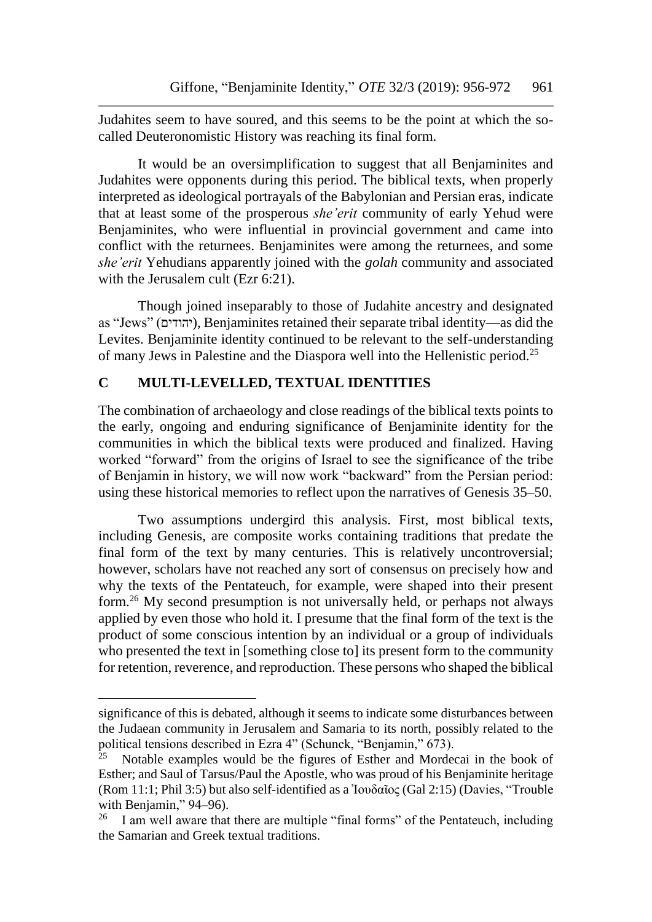Judahites seem to have soured, and this seems to be the point at which the so-called Deuteronomistic History was reaching its final form.

It would be an oversimplification to suggest that all Benjaminites and Judahites were opponents during this period. The biblical texts, when properly interpreted as ideological portrayals of the Babylonian and Persian eras, indicate that at least some of the prosperous *she'erit* community of early Yehud were Benjaminites, who were influential in provincial government and came into conflict with the returnees. Benjaminites were among the returnees, and some *she'erit* Yehudians apparently joined with the *golah* community and associated with the Jerusalem cult (Ezr 6:21).

Though joined inseparably to those of Judahite ancestry and designated as "Jews" (יהודים), Benjaminites retained their separate tribal identity—as did the Levites. Benjaminite identity continued to be relevant to the self-understanding of many Jews in Palestine and the Diaspora well into the Hellenistic period.[25]

## C MULTI-LEVELLED, TEXTUAL IDENTITIES

The combination of archaeology and close readings of the biblical texts points to the early, ongoing and enduring significance of Benjaminite identity for the communities in which the biblical texts were produced and finalized. Having worked "forward" from the origins of Israel to see the significance of the tribe of Benjamin in history, we will now work "backward" from the Persian period: using these historical memories to reflect upon the narratives of Genesis 35–50.

Two assumptions undergird this analysis. First, most biblical texts, including Genesis, are composite works containing traditions that predate the final form of the text by many centuries. This is relatively uncontroversial; however, scholars have not reached any sort of consensus on precisely how and why the texts of the Pentateuch, for example, were shaped into their present form.[26] My second presumption is not universally held, or perhaps not always applied by even those who hold it. I presume that the final form of the text is the product of some conscious intention by an individual or a group of individuals who presented the text in [something close to] its present form to the community for retention, reverence, and reproduction. These persons who shaped the biblical

---

significance of this is debated, although it seems to indicate some disturbances between the Judaean community in Jerusalem and Samaria to its north, possibly related to the political tensions described in Ezra 4" (Schunck, "Benjamin," 673).

[25] Notable examples would be the figures of Esther and Mordecai in the book of Esther; and Saul of Tarsus/Paul the Apostle, who was proud of his Benjaminite heritage (Rom 11:1; Phil 3:5) but also self-identified as a Ἰουδαῖος (Gal 2:15) (Davies, "Trouble with Benjamin," 94–96).

[26] I am well aware that there are multiple "final forms" of the Pentateuch, including the Samarian and Greek textual traditions.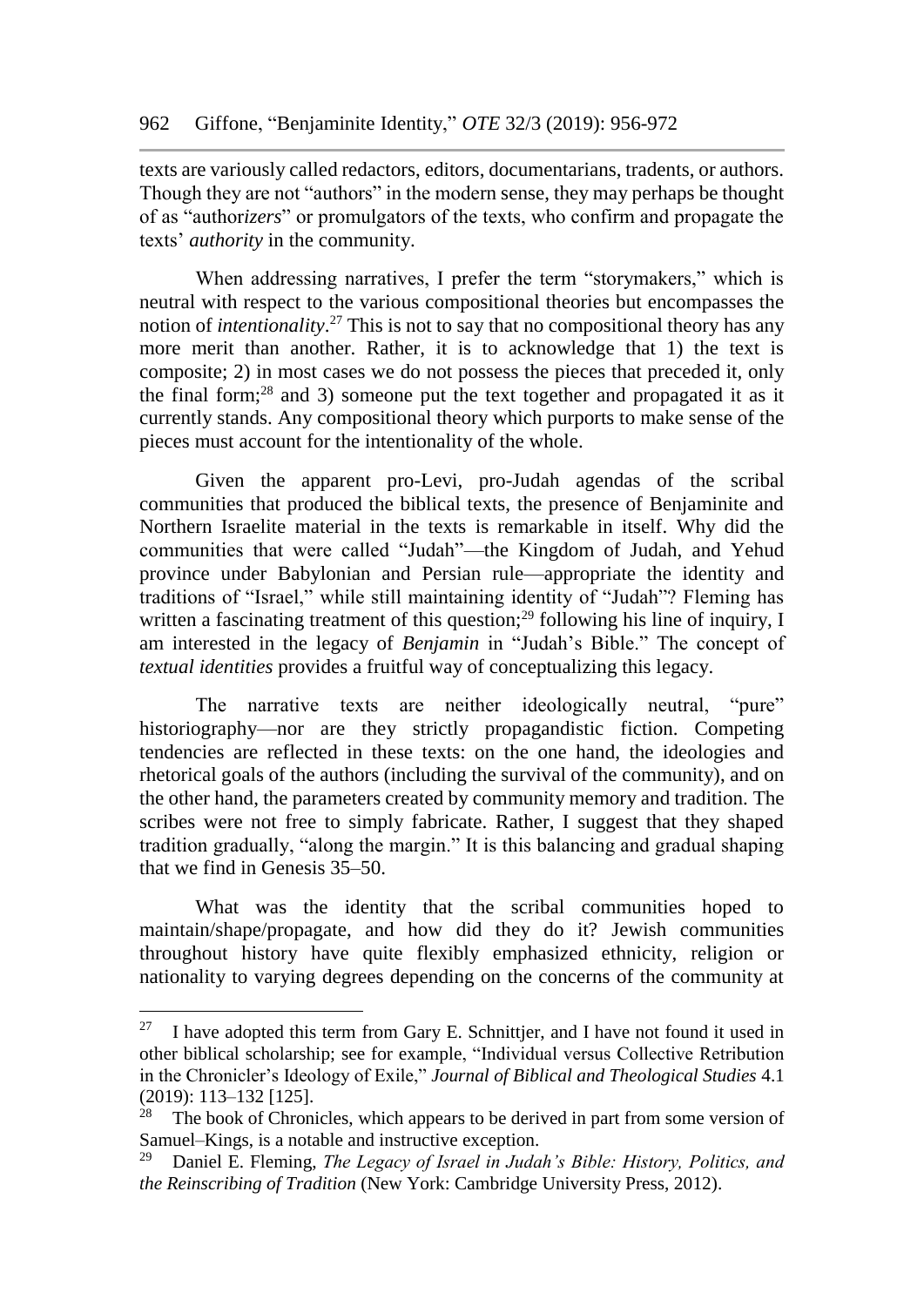texts are variously called redactors, editors, documentarians, tradents, or authors. Though they are not "authors" in the modern sense, they may perhaps be thought of as "author*izers*" or promulgators of the texts, who confirm and propagate the texts' *authority* in the community.

When addressing narratives, I prefer the term "storymakers," which is neutral with respect to the various compositional theories but encompasses the notion of *intentionality*.[27] This is not to say that no compositional theory has any more merit than another. Rather, it is to acknowledge that 1) the text is composite; 2) in most cases we do not possess the pieces that preceded it, only the final form;[28] and 3) someone put the text together and propagated it as it currently stands. Any compositional theory which purports to make sense of the pieces must account for the intentionality of the whole.

Given the apparent pro-Levi, pro-Judah agendas of the scribal communities that produced the biblical texts, the presence of Benjaminite and Northern Israelite material in the texts is remarkable in itself. Why did the communities that were called "Judah"—the Kingdom of Judah, and Yehud province under Babylonian and Persian rule—appropriate the identity and traditions of "Israel," while still maintaining identity of "Judah"? Fleming has written a fascinating treatment of this question;[29] following his line of inquiry, I am interested in the legacy of *Benjamin* in "Judah's Bible." The concept of *textual identities* provides a fruitful way of conceptualizing this legacy.

The narrative texts are neither ideologically neutral, "pure" historiography—nor are they strictly propagandistic fiction. Competing tendencies are reflected in these texts: on the one hand, the ideologies and rhetorical goals of the authors (including the survival of the community), and on the other hand, the parameters created by community memory and tradition. The scribes were not free to simply fabricate. Rather, I suggest that they shaped tradition gradually, "along the margin." It is this balancing and gradual shaping that we find in Genesis 35–50.

What was the identity that the scribal communities hoped to maintain/shape/propagate, and how did they do it? Jewish communities throughout history have quite flexibly emphasized ethnicity, religion or nationality to varying degrees depending on the concerns of the community at

---

[27] I have adopted this term from Gary E. Schnittjer, and I have not found it used in other biblical scholarship; see for example, "Individual versus Collective Retribution in the Chronicler's Ideology of Exile," *Journal of Biblical and Theological Studies* 4.1 (2019): 113–132 [125].

[28] The book of Chronicles, which appears to be derived in part from some version of Samuel–Kings, is a notable and instructive exception.

[29] Daniel E. Fleming, *The Legacy of Israel in Judah's Bible: History, Politics, and the Reinscribing of Tradition* (New York: Cambridge University Press, 2012).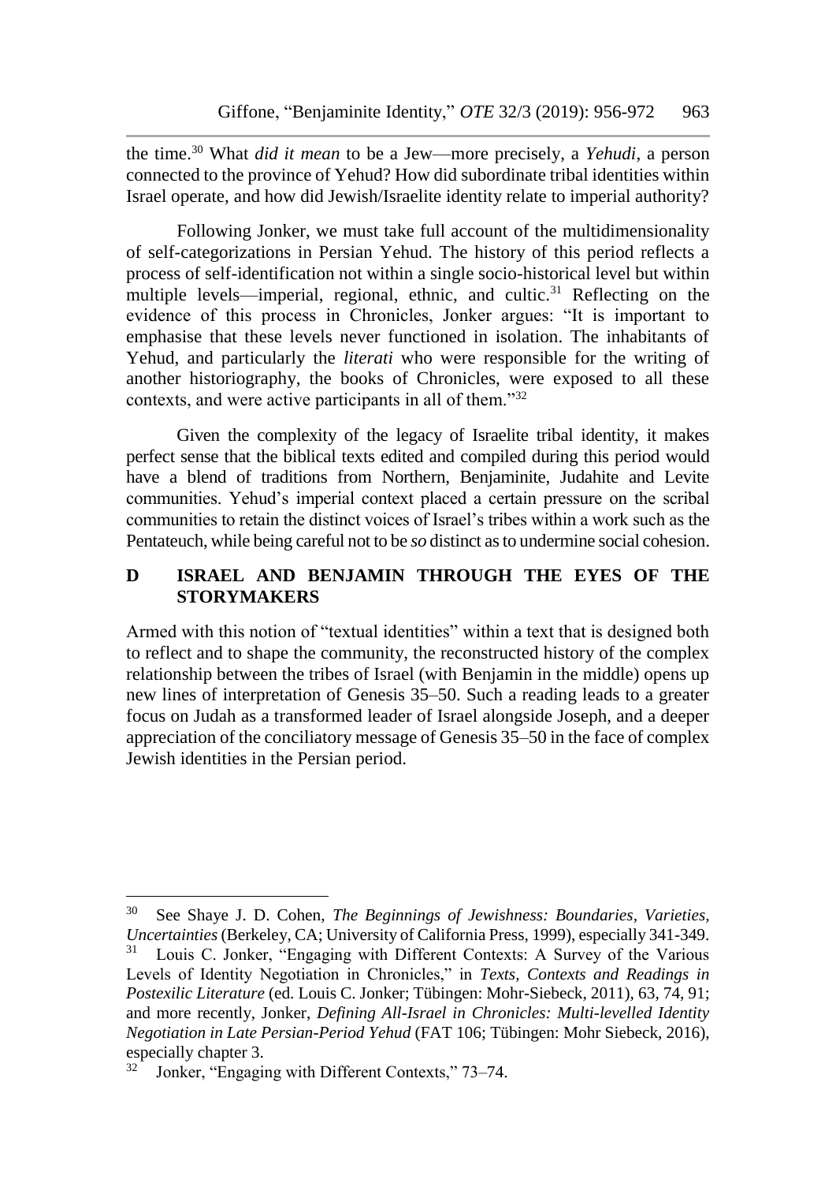the time.[30] What *did it mean* to be a Jew—more precisely, a *Yehudi*, a person connected to the province of Yehud? How did subordinate tribal identities within Israel operate, and how did Jewish/Israelite identity relate to imperial authority?

Following Jonker, we must take full account of the multidimensionality of self-categorizations in Persian Yehud. The history of this period reflects a process of self-identification not within a single socio-historical level but within multiple levels—imperial, regional, ethnic, and cultic.[31] Reflecting on the evidence of this process in Chronicles, Jonker argues: "It is important to emphasise that these levels never functioned in isolation. The inhabitants of Yehud, and particularly the *literati* who were responsible for the writing of another historiography, the books of Chronicles, were exposed to all these contexts, and were active participants in all of them."[32]

Given the complexity of the legacy of Israelite tribal identity, it makes perfect sense that the biblical texts edited and compiled during this period would have a blend of traditions from Northern, Benjaminite, Judahite and Levite communities. Yehud's imperial context placed a certain pressure on the scribal communities to retain the distinct voices of Israel's tribes within a work such as the Pentateuch, while being careful not to be *so* distinct as to undermine social cohesion.

## D ISRAEL AND BENJAMIN THROUGH THE EYES OF THE STORYMAKERS

Armed with this notion of "textual identities" within a text that is designed both to reflect and to shape the community, the reconstructed history of the complex relationship between the tribes of Israel (with Benjamin in the middle) opens up new lines of interpretation of Genesis 35–50. Such a reading leads to a greater focus on Judah as a transformed leader of Israel alongside Joseph, and a deeper appreciation of the conciliatory message of Genesis 35–50 in the face of complex Jewish identities in the Persian period.

---

[30] See Shaye J. D. Cohen, *The Beginnings of Jewishness: Boundaries, Varieties, Uncertainties* (Berkeley, CA; University of California Press, 1999), especially 341-349.

[31] Louis C. Jonker, "Engaging with Different Contexts: A Survey of the Various Levels of Identity Negotiation in Chronicles," in *Texts, Contexts and Readings in Postexilic Literature* (ed. Louis C. Jonker; Tübingen: Mohr-Siebeck, 2011), 63, 74, 91; and more recently, Jonker, *Defining All-Israel in Chronicles: Multi-levelled Identity Negotiation in Late Persian-Period Yehud* (FAT 106; Tübingen: Mohr Siebeck, 2016), especially chapter 3.

[32] Jonker, "Engaging with Different Contexts," 73–74.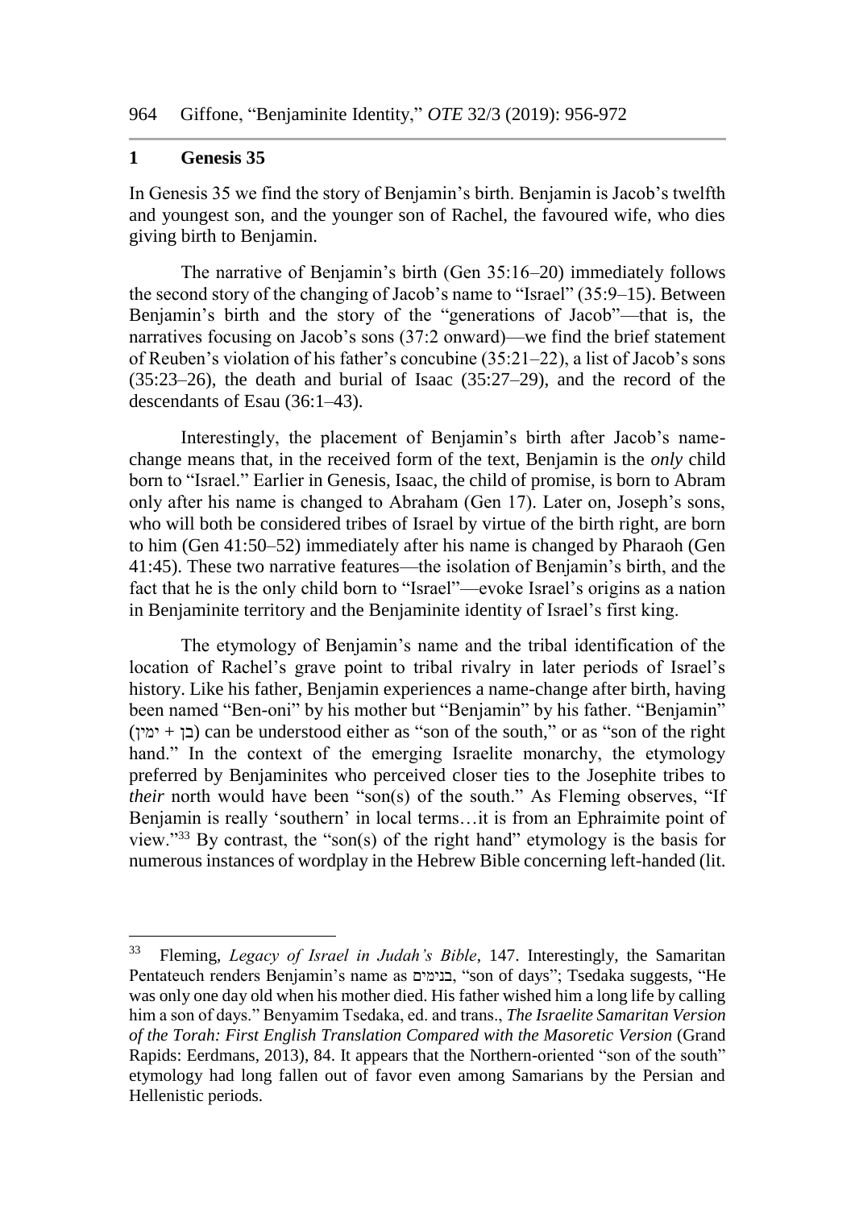## 1 Genesis 35

In Genesis 35 we find the story of Benjamin's birth. Benjamin is Jacob's twelfth and youngest son, and the younger son of Rachel, the favoured wife, who dies giving birth to Benjamin.

The narrative of Benjamin's birth (Gen 35:16–20) immediately follows the second story of the changing of Jacob's name to "Israel" (35:9–15). Between Benjamin's birth and the story of the "generations of Jacob"—that is, the narratives focusing on Jacob's sons (37:2 onward)—we find the brief statement of Reuben's violation of his father's concubine (35:21–22), a list of Jacob's sons (35:23–26), the death and burial of Isaac (35:27–29), and the record of the descendants of Esau (36:1–43).

Interestingly, the placement of Benjamin's birth after Jacob's name-change means that, in the received form of the text, Benjamin is the *only* child born to "Israel." Earlier in Genesis, Isaac, the child of promise, is born to Abram only after his name is changed to Abraham (Gen 17). Later on, Joseph's sons, who will both be considered tribes of Israel by virtue of the birth right, are born to him (Gen 41:50–52) immediately after his name is changed by Pharaoh (Gen 41:45). These two narrative features—the isolation of Benjamin's birth, and the fact that he is the only child born to "Israel"—evoke Israel's origins as a nation in Benjaminite territory and the Benjaminite identity of Israel's first king.

The etymology of Benjamin's name and the tribal identification of the location of Rachel's grave point to tribal rivalry in later periods of Israel's history. Like his father, Benjamin experiences a name-change after birth, having been named "Ben-oni" by his mother but "Benjamin" by his father. "Benjamin" (בן + ימין) can be understood either as "son of the south," or as "son of the right hand." In the context of the emerging Israelite monarchy, the etymology preferred by Benjaminites who perceived closer ties to the Josephite tribes to *their* north would have been "son(s) of the south." As Fleming observes, "If Benjamin is really 'southern' in local terms…it is from an Ephraimite point of view."[33] By contrast, the "son(s) of the right hand" etymology is the basis for numerous instances of wordplay in the Hebrew Bible concerning left-handed (lit.

---

[33] Fleming, *Legacy of Israel in Judah's Bible*, 147. Interestingly, the Samaritan Pentateuch renders Benjamin's name as בנימים, "son of days"; Tsedaka suggests, "He was only one day old when his mother died. His father wished him a long life by calling him a son of days." Benyamim Tsedaka, ed. and trans., *The Israelite Samaritan Version of the Torah: First English Translation Compared with the Masoretic Version* (Grand Rapids: Eerdmans, 2013), 84. It appears that the Northern-oriented "son of the south" etymology had long fallen out of favor even among Samarians by the Persian and Hellenistic periods.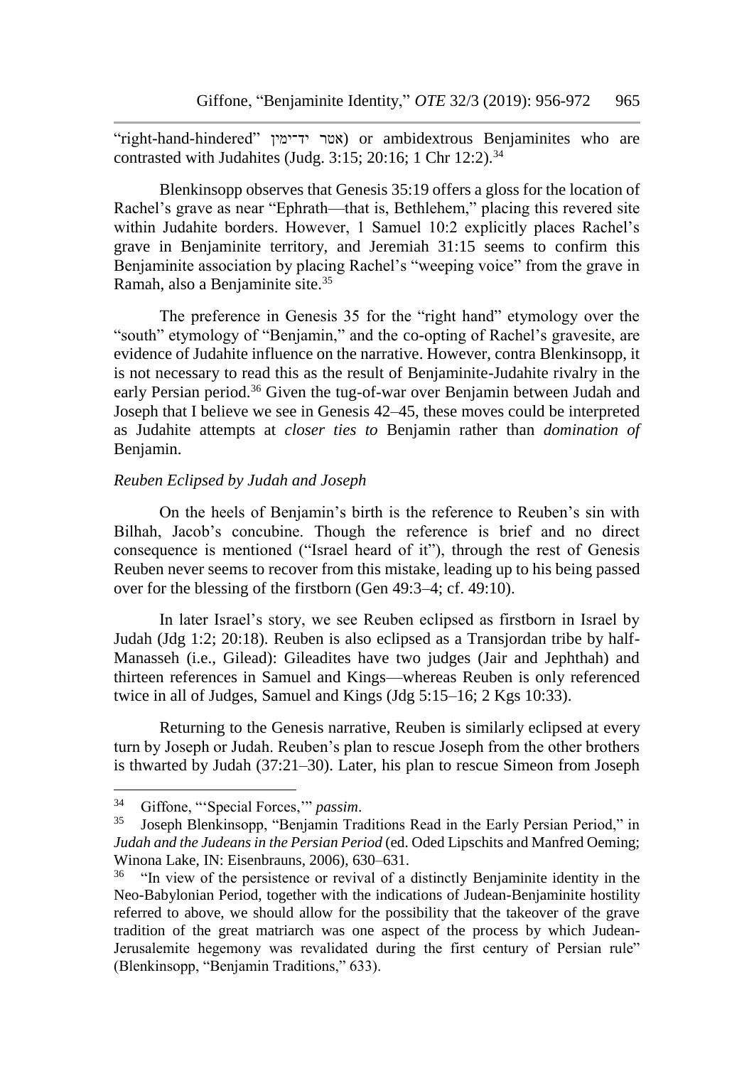"right-hand-hindered" (אטר יד־ימין) or ambidextrous Benjaminites who are contrasted with Judahites (Judg. 3:15; 20:16; 1 Chr 12:2).[34]

Blenkinsopp observes that Genesis 35:19 offers a gloss for the location of Rachel's grave as near "Ephrath—that is, Bethlehem," placing this revered site within Judahite borders. However, 1 Samuel 10:2 explicitly places Rachel's grave in Benjaminite territory, and Jeremiah 31:15 seems to confirm this Benjaminite association by placing Rachel's "weeping voice" from the grave in Ramah, also a Benjaminite site.[35]

The preference in Genesis 35 for the "right hand" etymology over the "south" etymology of "Benjamin," and the co-opting of Rachel's gravesite, are evidence of Judahite influence on the narrative. However, contra Blenkinsopp, it is not necessary to read this as the result of Benjaminite-Judahite rivalry in the early Persian period.[36] Given the tug-of-war over Benjamin between Judah and Joseph that I believe we see in Genesis 42–45, these moves could be interpreted as Judahite attempts at *closer ties to* Benjamin rather than *domination of* Benjamin.

### *Reuben Eclipsed by Judah and Joseph*

On the heels of Benjamin's birth is the reference to Reuben's sin with Bilhah, Jacob's concubine. Though the reference is brief and no direct consequence is mentioned ("Israel heard of it"), through the rest of Genesis Reuben never seems to recover from this mistake, leading up to his being passed over for the blessing of the firstborn (Gen 49:3–4; cf. 49:10).

In later Israel's story, we see Reuben eclipsed as firstborn in Israel by Judah (Jdg 1:2; 20:18). Reuben is also eclipsed as a Transjordan tribe by half-Manasseh (i.e., Gilead): Gileadites have two judges (Jair and Jephthah) and thirteen references in Samuel and Kings—whereas Reuben is only referenced twice in all of Judges, Samuel and Kings (Jdg 5:15–16; 2 Kgs 10:33).

Returning to the Genesis narrative, Reuben is similarly eclipsed at every turn by Joseph or Judah. Reuben's plan to rescue Joseph from the other brothers is thwarted by Judah (37:21–30). Later, his plan to rescue Simeon from Joseph

---

[34] Giffone, "'Special Forces,'" *passim*.

[35] Joseph Blenkinsopp, "Benjamin Traditions Read in the Early Persian Period," in *Judah and the Judeans in the Persian Period* (ed. Oded Lipschits and Manfred Oeming; Winona Lake, IN: Eisenbrauns, 2006), 630–631.

[36] "In view of the persistence or revival of a distinctly Benjaminite identity in the Neo-Babylonian Period, together with the indications of Judean-Benjaminite hostility referred to above, we should allow for the possibility that the takeover of the grave tradition of the great matriarch was one aspect of the process by which Judean-Jerusalemite hegemony was revalidated during the first century of Persian rule" (Blenkinsopp, "Benjamin Traditions," 633).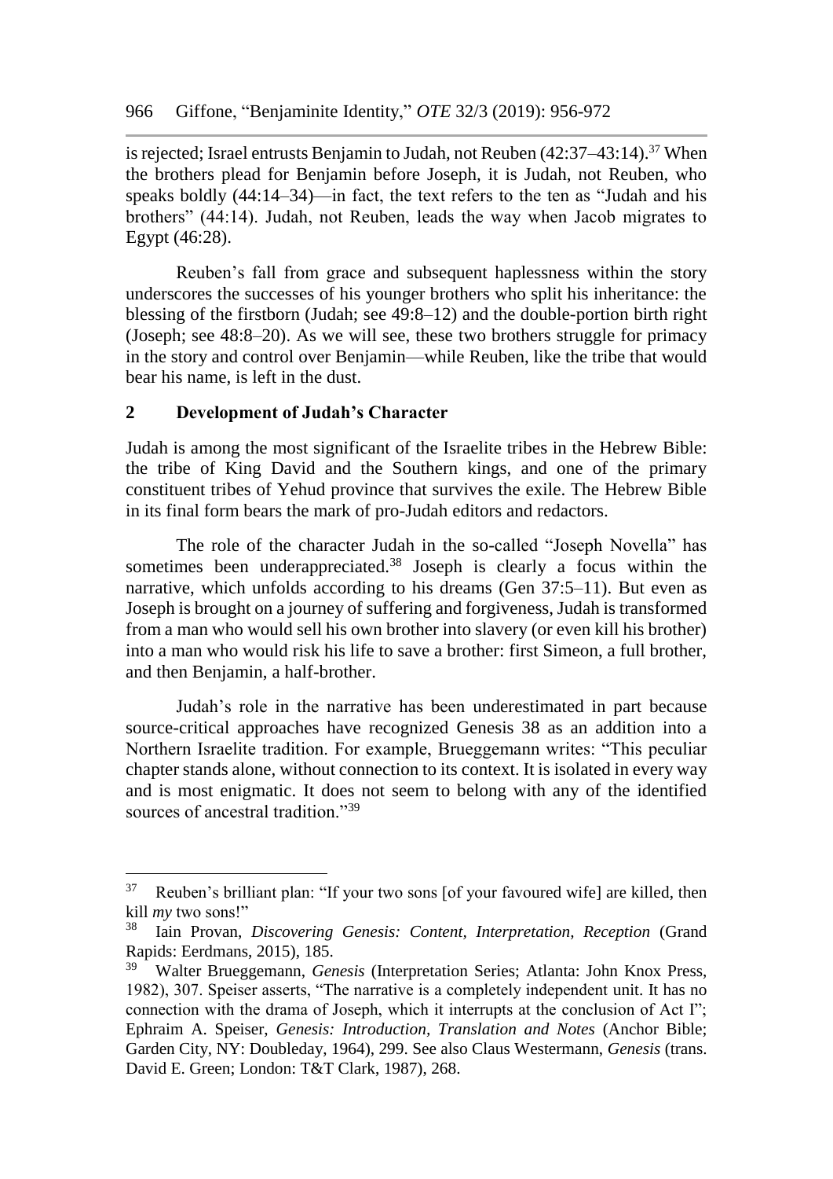is rejected; Israel entrusts Benjamin to Judah, not Reuben (42:37–43:14).[37] When the brothers plead for Benjamin before Joseph, it is Judah, not Reuben, who speaks boldly (44:14–34)—in fact, the text refers to the ten as "Judah and his brothers" (44:14). Judah, not Reuben, leads the way when Jacob migrates to Egypt (46:28).

Reuben's fall from grace and subsequent haplessness within the story underscores the successes of his younger brothers who split his inheritance: the blessing of the firstborn (Judah; see 49:8–12) and the double-portion birth right (Joseph; see 48:8–20). As we will see, these two brothers struggle for primacy in the story and control over Benjamin—while Reuben, like the tribe that would bear his name, is left in the dust.

## 2 Development of Judah's Character

Judah is among the most significant of the Israelite tribes in the Hebrew Bible: the tribe of King David and the Southern kings, and one of the primary constituent tribes of Yehud province that survives the exile. The Hebrew Bible in its final form bears the mark of pro-Judah editors and redactors.

The role of the character Judah in the so-called "Joseph Novella" has sometimes been underappreciated.[38] Joseph is clearly a focus within the narrative, which unfolds according to his dreams (Gen 37:5–11). But even as Joseph is brought on a journey of suffering and forgiveness, Judah is transformed from a man who would sell his own brother into slavery (or even kill his brother) into a man who would risk his life to save a brother: first Simeon, a full brother, and then Benjamin, a half-brother.

Judah's role in the narrative has been underestimated in part because source-critical approaches have recognized Genesis 38 as an addition into a Northern Israelite tradition. For example, Brueggemann writes: "This peculiar chapter stands alone, without connection to its context. It is isolated in every way and is most enigmatic. It does not seem to belong with any of the identified sources of ancestral tradition."[39]

---

[37] Reuben's brilliant plan: "If your two sons [of your favoured wife] are killed, then kill *my* two sons!"

[38] Iain Provan, *Discovering Genesis: Content, Interpretation, Reception* (Grand Rapids: Eerdmans, 2015), 185.

[39] Walter Brueggemann, *Genesis* (Interpretation Series; Atlanta: John Knox Press, 1982), 307. Speiser asserts, "The narrative is a completely independent unit. It has no connection with the drama of Joseph, which it interrupts at the conclusion of Act I"; Ephraim A. Speiser, *Genesis: Introduction, Translation and Notes* (Anchor Bible; Garden City, NY: Doubleday, 1964), 299. See also Claus Westermann, *Genesis* (trans. David E. Green; London: T&T Clark, 1987), 268.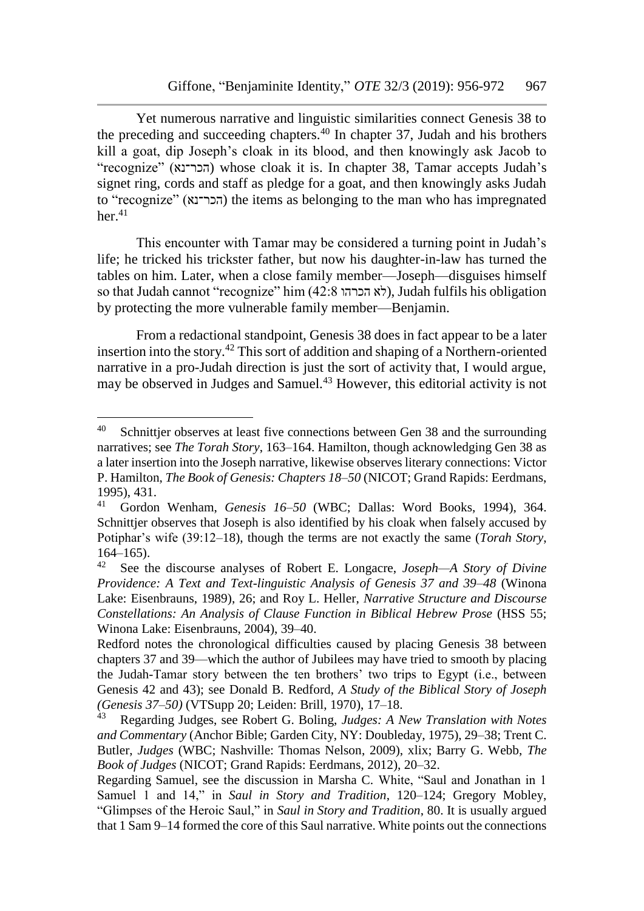Yet numerous narrative and linguistic similarities connect Genesis 38 to the preceding and succeeding chapters.[40] In chapter 37, Judah and his brothers kill a goat, dip Joseph's cloak in its blood, and then knowingly ask Jacob to "recognize" (הכר־נא) whose cloak it is. In chapter 38, Tamar accepts Judah's signet ring, cords and staff as pledge for a goat, and then knowingly asks Judah to "recognize" (הכר־נא) the items as belonging to the man who has impregnated her.[41]

This encounter with Tamar may be considered a turning point in Judah's life; he tricked his trickster father, but now his daughter-in-law has turned the tables on him. Later, when a close family member—Joseph—disguises himself so that Judah cannot "recognize" him (42:8 לא הכרהו), Judah fulfils his obligation by protecting the more vulnerable family member—Benjamin.

From a redactional standpoint, Genesis 38 does in fact appear to be a later insertion into the story.[42] This sort of addition and shaping of a Northern-oriented narrative in a pro-Judah direction is just the sort of activity that, I would argue, may be observed in Judges and Samuel.[43] However, this editorial activity is not

---

[40] Schnittjer observes at least five connections between Gen 38 and the surrounding narratives; see *The Torah Story*, 163–164. Hamilton, though acknowledging Gen 38 as a later insertion into the Joseph narrative, likewise observes literary connections: Victor P. Hamilton, *The Book of Genesis: Chapters 18–50* (NICOT; Grand Rapids: Eerdmans, 1995), 431.

[41] Gordon Wenham, *Genesis 16–50* (WBC; Dallas: Word Books, 1994), 364. Schnittjer observes that Joseph is also identified by his cloak when falsely accused by Potiphar's wife (39:12–18), though the terms are not exactly the same (*Torah Story*, 164–165).

[42] See the discourse analyses of Robert E. Longacre, *Joseph—A Story of Divine Providence: A Text and Text-linguistic Analysis of Genesis 37 and 39–48* (Winona Lake: Eisenbrauns, 1989), 26; and Roy L. Heller, *Narrative Structure and Discourse Constellations: An Analysis of Clause Function in Biblical Hebrew Prose* (HSS 55; Winona Lake: Eisenbrauns, 2004), 39–40.

Redford notes the chronological difficulties caused by placing Genesis 38 between chapters 37 and 39—which the author of Jubilees may have tried to smooth by placing the Judah-Tamar story between the ten brothers' two trips to Egypt (i.e., between Genesis 42 and 43); see Donald B. Redford, *A Study of the Biblical Story of Joseph (Genesis 37–50)* (VTSupp 20; Leiden: Brill, 1970), 17–18.

[43] Regarding Judges, see Robert G. Boling, *Judges: A New Translation with Notes and Commentary* (Anchor Bible; Garden City, NY: Doubleday, 1975), 29–38; Trent C. Butler, *Judges* (WBC; Nashville: Thomas Nelson, 2009), xlix; Barry G. Webb, *The Book of Judges* (NICOT; Grand Rapids: Eerdmans, 2012), 20–32.

Regarding Samuel, see the discussion in Marsha C. White, "Saul and Jonathan in 1 Samuel 1 and 14," in *Saul in Story and Tradition*, 120–124; Gregory Mobley, "Glimpses of the Heroic Saul," in *Saul in Story and Tradition*, 80. It is usually argued that 1 Sam 9–14 formed the core of this Saul narrative. White points out the connections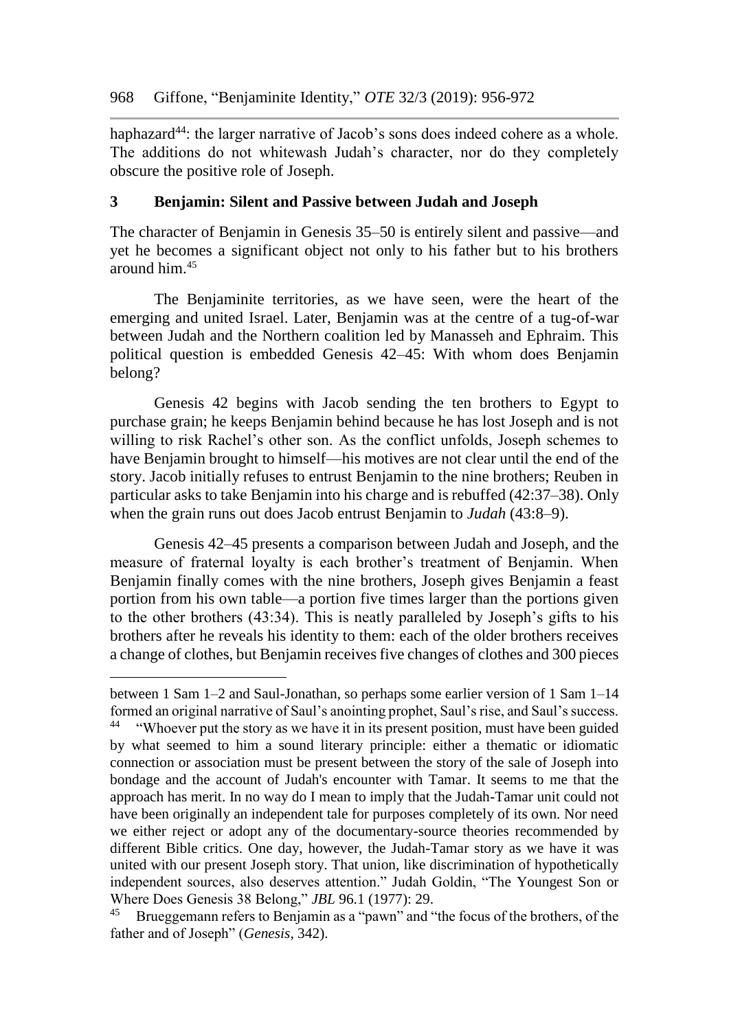haphazard[44]: the larger narrative of Jacob's sons does indeed cohere as a whole. The additions do not whitewash Judah's character, nor do they completely obscure the positive role of Joseph.

## 3 Benjamin: Silent and Passive between Judah and Joseph

The character of Benjamin in Genesis 35–50 is entirely silent and passive—and yet he becomes a significant object not only to his father but to his brothers around him.[45]

The Benjaminite territories, as we have seen, were the heart of the emerging and united Israel. Later, Benjamin was at the centre of a tug-of-war between Judah and the Northern coalition led by Manasseh and Ephraim. This political question is embedded Genesis 42–45: With whom does Benjamin belong?

Genesis 42 begins with Jacob sending the ten brothers to Egypt to purchase grain; he keeps Benjamin behind because he has lost Joseph and is not willing to risk Rachel's other son. As the conflict unfolds, Joseph schemes to have Benjamin brought to himself—his motives are not clear until the end of the story. Jacob initially refuses to entrust Benjamin to the nine brothers; Reuben in particular asks to take Benjamin into his charge and is rebuffed (42:37–38). Only when the grain runs out does Jacob entrust Benjamin to *Judah* (43:8–9).

Genesis 42–45 presents a comparison between Judah and Joseph, and the measure of fraternal loyalty is each brother's treatment of Benjamin. When Benjamin finally comes with the nine brothers, Joseph gives Benjamin a feast portion from his own table—a portion five times larger than the portions given to the other brothers (43:34). This is neatly paralleled by Joseph's gifts to his brothers after he reveals his identity to them: each of the older brothers receives a change of clothes, but Benjamin receives five changes of clothes and 300 pieces

---

between 1 Sam 1–2 and Saul-Jonathan, so perhaps some earlier version of 1 Sam 1–14 formed an original narrative of Saul's anointing prophet, Saul's rise, and Saul's success.

[44] "Whoever put the story as we have it in its present position, must have been guided by what seemed to him a sound literary principle: either a thematic or idiomatic connection or association must be present between the story of the sale of Joseph into bondage and the account of Judah's encounter with Tamar. It seems to me that the approach has merit. In no way do I mean to imply that the Judah-Tamar unit could not have been originally an independent tale for purposes completely of its own. Nor need we either reject or adopt any of the documentary-source theories recommended by different Bible critics. One day, however, the Judah-Tamar story as we have it was united with our present Joseph story. That union, like discrimination of hypothetically independent sources, also deserves attention." Judah Goldin, "The Youngest Son or Where Does Genesis 38 Belong," *JBL* 96.1 (1977): 29.

[45] Brueggemann refers to Benjamin as a "pawn" and "the focus of the brothers, of the father and of Joseph" (*Genesis*, 342).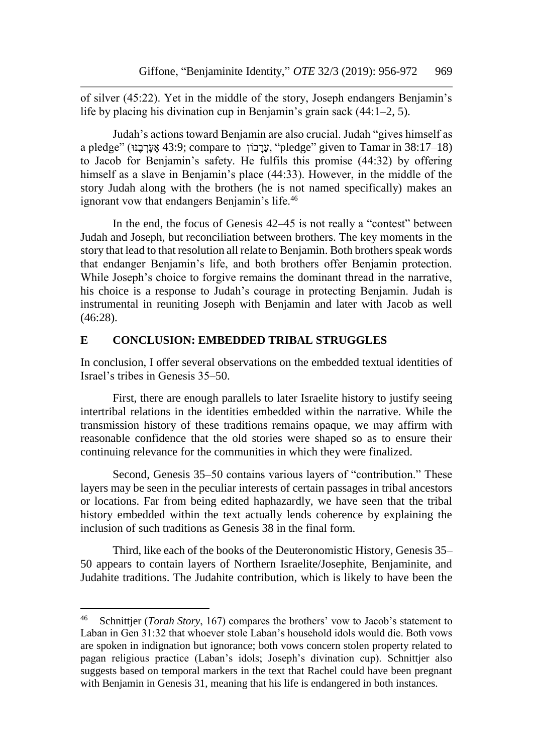of silver (45:22). Yet in the middle of the story, Joseph endangers Benjamin's life by placing his divination cup in Benjamin's grain sack (44:1–2, 5).

Judah's actions toward Benjamin are also crucial. Judah "gives himself as a pledge" (אֶעֶרְבֶנּוּ 43:9; compare to עֵרָבוֹן, "pledge" given to Tamar in 38:17–18) to Jacob for Benjamin's safety. He fulfils this promise (44:32) by offering himself as a slave in Benjamin's place (44:33). However, in the middle of the story Judah along with the brothers (he is not named specifically) makes an ignorant vow that endangers Benjamin's life.[46]

In the end, the focus of Genesis 42–45 is not really a "contest" between Judah and Joseph, but reconciliation between brothers. The key moments in the story that lead to that resolution all relate to Benjamin. Both brothers speak words that endanger Benjamin's life, and both brothers offer Benjamin protection. While Joseph's choice to forgive remains the dominant thread in the narrative, his choice is a response to Judah's courage in protecting Benjamin. Judah is instrumental in reuniting Joseph with Benjamin and later with Jacob as well (46:28).

## E CONCLUSION: EMBEDDED TRIBAL STRUGGLES

In conclusion, I offer several observations on the embedded textual identities of Israel's tribes in Genesis 35–50.

First, there are enough parallels to later Israelite history to justify seeing intertribal relations in the identities embedded within the narrative. While the transmission history of these traditions remains opaque, we may affirm with reasonable confidence that the old stories were shaped so as to ensure their continuing relevance for the communities in which they were finalized.

Second, Genesis 35–50 contains various layers of "contribution." These layers may be seen in the peculiar interests of certain passages in tribal ancestors or locations. Far from being edited haphazardly, we have seen that the tribal history embedded within the text actually lends coherence by explaining the inclusion of such traditions as Genesis 38 in the final form.

Third, like each of the books of the Deuteronomistic History, Genesis 35–50 appears to contain layers of Northern Israelite/Josephite, Benjaminite, and Judahite traditions. The Judahite contribution, which is likely to have been the

---

[46] Schnittjer (*Torah Story*, 167) compares the brothers' vow to Jacob's statement to Laban in Gen 31:32 that whoever stole Laban's household idols would die. Both vows are spoken in indignation but ignorance; both vows concern stolen property related to pagan religious practice (Laban's idols; Joseph's divination cup). Schnittjer also suggests based on temporal markers in the text that Rachel could have been pregnant with Benjamin in Genesis 31, meaning that his life is endangered in both instances.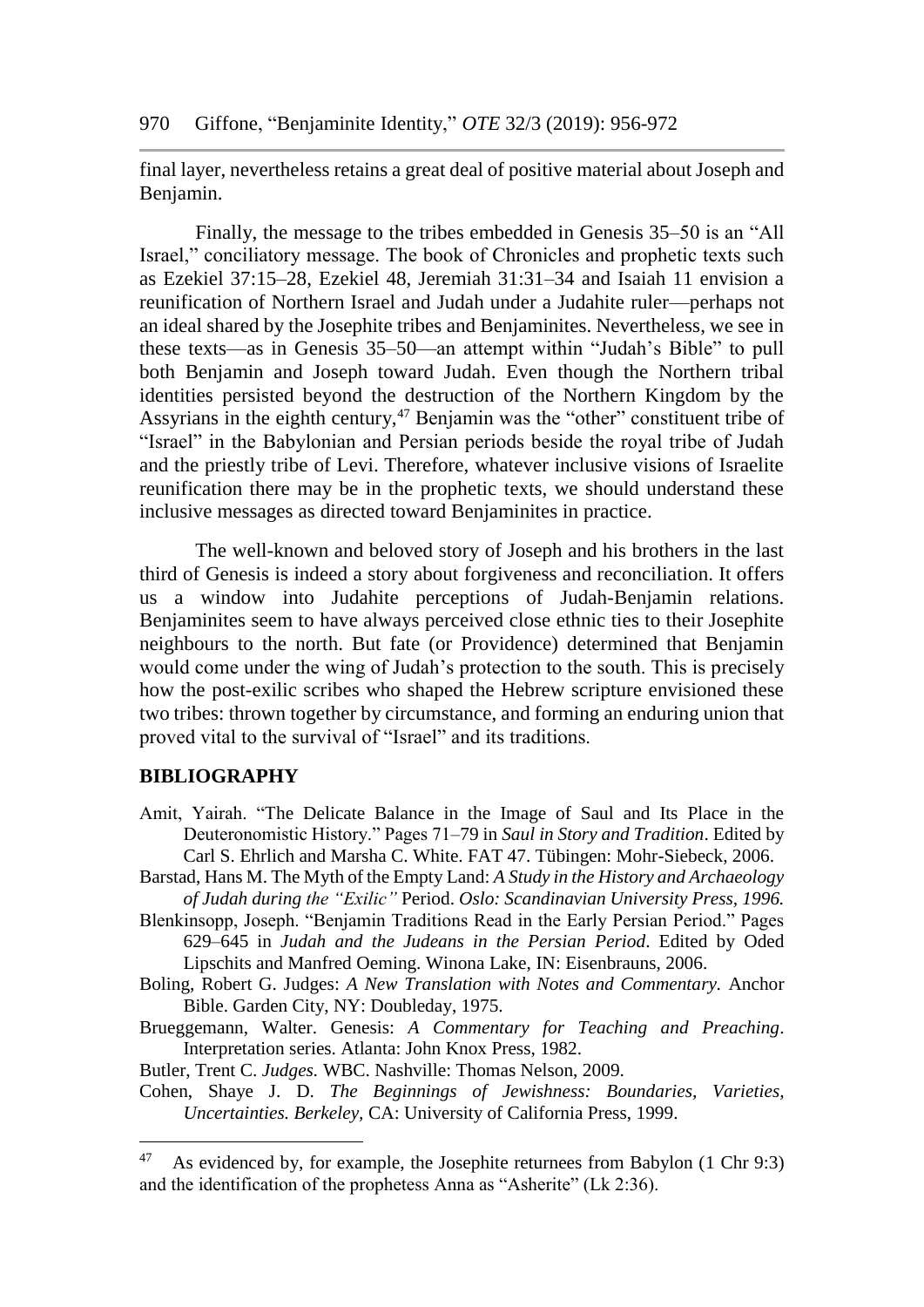final layer, nevertheless retains a great deal of positive material about Joseph and Benjamin.

Finally, the message to the tribes embedded in Genesis 35–50 is an "All Israel," conciliatory message. The book of Chronicles and prophetic texts such as Ezekiel 37:15–28, Ezekiel 48, Jeremiah 31:31–34 and Isaiah 11 envision a reunification of Northern Israel and Judah under a Judahite ruler—perhaps not an ideal shared by the Josephite tribes and Benjaminites. Nevertheless, we see in these texts—as in Genesis 35–50—an attempt within "Judah's Bible" to pull both Benjamin and Joseph toward Judah. Even though the Northern tribal identities persisted beyond the destruction of the Northern Kingdom by the Assyrians in the eighth century,[47] Benjamin was the "other" constituent tribe of "Israel" in the Babylonian and Persian periods beside the royal tribe of Judah and the priestly tribe of Levi. Therefore, whatever inclusive visions of Israelite reunification there may be in the prophetic texts, we should understand these inclusive messages as directed toward Benjaminites in practice.

The well-known and beloved story of Joseph and his brothers in the last third of Genesis is indeed a story about forgiveness and reconciliation. It offers us a window into Judahite perceptions of Judah-Benjamin relations. Benjaminites seem to have always perceived close ethnic ties to their Josephite neighbours to the north. But fate (or Providence) determined that Benjamin would come under the wing of Judah's protection to the south. This is precisely how the post-exilic scribes who shaped the Hebrew scripture envisioned these two tribes: thrown together by circumstance, and forming an enduring union that proved vital to the survival of "Israel" and its traditions.

## BIBLIOGRAPHY

Amit, Yairah. "The Delicate Balance in the Image of Saul and Its Place in the Deuteronomistic History." Pages 71–79 in *Saul in Story and Tradition*. Edited by Carl S. Ehrlich and Marsha C. White. FAT 47. Tübingen: Mohr-Siebeck, 2006.

Barstad, Hans M. The Myth of the Empty Land: *A Study in the History and Archaeology of Judah during the "Exilic"* Period. *Oslo: Scandinavian University Press, 1996.*

Blenkinsopp, Joseph. "Benjamin Traditions Read in the Early Persian Period." Pages 629–645 in *Judah and the Judeans in the Persian Period*. Edited by Oded Lipschits and Manfred Oeming. Winona Lake, IN: Eisenbrauns, 2006.

Boling, Robert G. Judges: *A New Translation with Notes and Commentary.* Anchor Bible. Garden City, NY: Doubleday, 1975.

Brueggemann, Walter. Genesis: *A Commentary for Teaching and Preaching*. Interpretation series. Atlanta: John Knox Press, 1982.

Butler, Trent C. *Judges.* WBC. Nashville: Thomas Nelson, 2009.

Cohen, Shaye J. D. *The Beginnings of Jewishness: Boundaries, Varieties, Uncertainties. Berkeley,* CA: University of California Press, 1999.

---

[47] As evidenced by, for example, the Josephite returnees from Babylon (1 Chr 9:3) and the identification of the prophetess Anna as "Asherite" (Lk 2:36).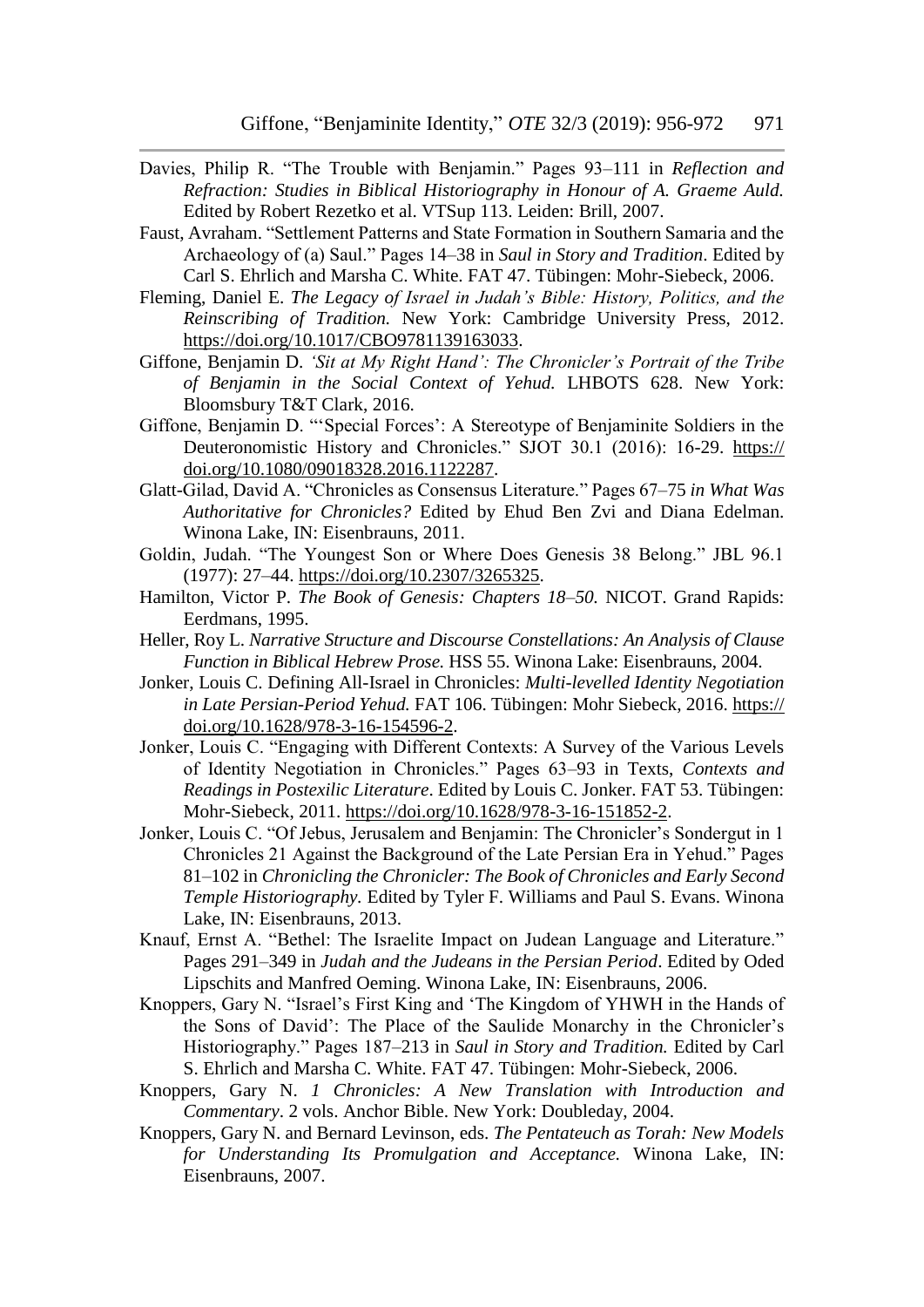Davies, Philip R. "The Trouble with Benjamin." Pages 93–111 in *Reflection and Refraction: Studies in Biblical Historiography in Honour of A. Graeme Auld.* Edited by Robert Rezetko et al. VTSup 113. Leiden: Brill, 2007.

Faust, Avraham. "Settlement Patterns and State Formation in Southern Samaria and the Archaeology of (a) Saul." Pages 14–38 in *Saul in Story and Tradition*. Edited by Carl S. Ehrlich and Marsha C. White. FAT 47. Tübingen: Mohr-Siebeck, 2006.

Fleming, Daniel E. *The Legacy of Israel in Judah's Bible: History, Politics, and the Reinscribing of Tradition.* New York: Cambridge University Press, 2012. https://doi.org/10.1017/CBO9781139163033.

Giffone, Benjamin D. *'Sit at My Right Hand': The Chronicler's Portrait of the Tribe of Benjamin in the Social Context of Yehud.* LHBOTS 628. New York: Bloomsbury T&T Clark, 2016.

Giffone, Benjamin D. "'Special Forces': A Stereotype of Benjaminite Soldiers in the Deuteronomistic History and Chronicles." SJOT 30.1 (2016): 16-29. https://doi.org/10.1080/09018328.2016.1122287.

Glatt-Gilad, David A. "Chronicles as Consensus Literature." Pages 67–75 *in What Was Authoritative for Chronicles?* Edited by Ehud Ben Zvi and Diana Edelman. Winona Lake, IN: Eisenbrauns, 2011.

Goldin, Judah. "The Youngest Son or Where Does Genesis 38 Belong." JBL 96.1 (1977): 27–44. https://doi.org/10.2307/3265325.

Hamilton, Victor P. *The Book of Genesis: Chapters 18–50.* NICOT. Grand Rapids: Eerdmans, 1995.

Heller, Roy L. *Narrative Structure and Discourse Constellations: An Analysis of Clause Function in Biblical Hebrew Prose.* HSS 55. Winona Lake: Eisenbrauns, 2004.

Jonker, Louis C. Defining All-Israel in Chronicles: *Multi-levelled Identity Negotiation in Late Persian-Period Yehud.* FAT 106. Tübingen: Mohr Siebeck, 2016. https://doi.org/10.1628/978-3-16-154596-2.

Jonker, Louis C. "Engaging with Different Contexts: A Survey of the Various Levels of Identity Negotiation in Chronicles." Pages 63–93 in Texts, *Contexts and Readings in Postexilic Literature*. Edited by Louis C. Jonker. FAT 53. Tübingen: Mohr-Siebeck, 2011. https://doi.org/10.1628/978-3-16-151852-2.

Jonker, Louis C. "Of Jebus, Jerusalem and Benjamin: The Chronicler's Sondergut in 1 Chronicles 21 Against the Background of the Late Persian Era in Yehud." Pages 81–102 in *Chronicling the Chronicler: The Book of Chronicles and Early Second Temple Historiography.* Edited by Tyler F. Williams and Paul S. Evans. Winona Lake, IN: Eisenbrauns, 2013.

Knauf, Ernst A. "Bethel: The Israelite Impact on Judean Language and Literature." Pages 291–349 in *Judah and the Judeans in the Persian Period*. Edited by Oded Lipschits and Manfred Oeming. Winona Lake, IN: Eisenbrauns, 2006.

Knoppers, Gary N. "Israel's First King and 'The Kingdom of YHWH in the Hands of the Sons of David': The Place of the Saulide Monarchy in the Chronicler's Historiography." Pages 187–213 in *Saul in Story and Tradition.* Edited by Carl S. Ehrlich and Marsha C. White. FAT 47. Tübingen: Mohr-Siebeck, 2006.

Knoppers, Gary N. *1 Chronicles: A New Translation with Introduction and Commentary*. 2 vols. Anchor Bible. New York: Doubleday, 2004.

Knoppers, Gary N. and Bernard Levinson, eds. *The Pentateuch as Torah: New Models for Understanding Its Promulgation and Acceptance.* Winona Lake, IN: Eisenbrauns, 2007.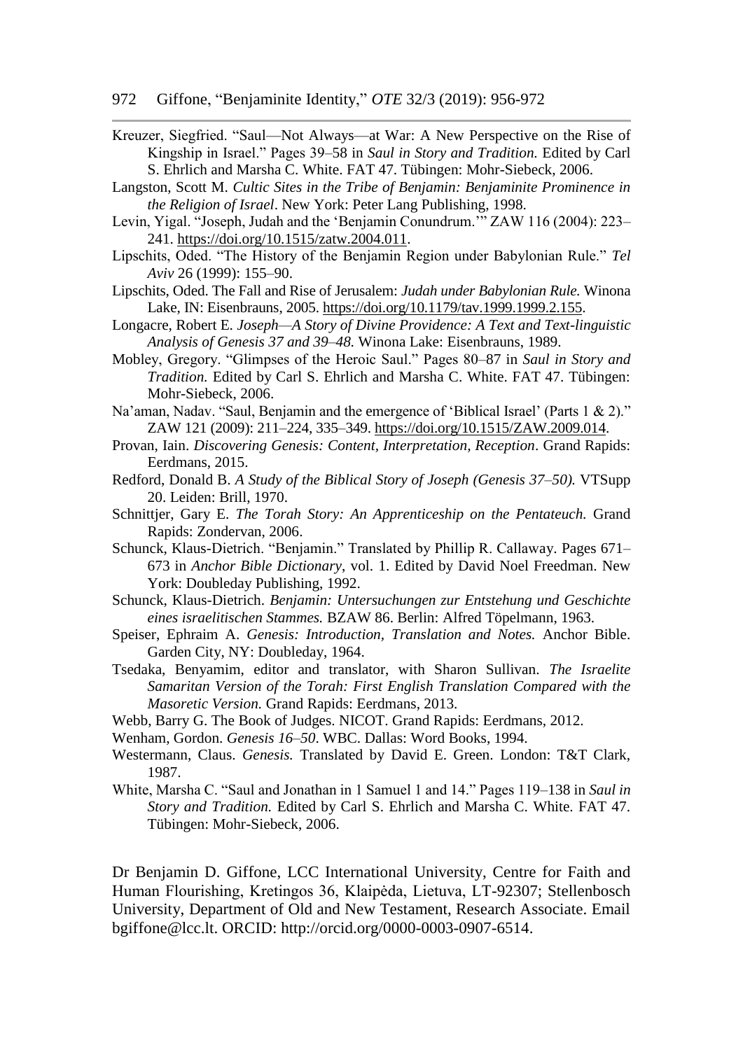Kreuzer, Siegfried. "Saul—Not Always—at War: A New Perspective on the Rise of Kingship in Israel." Pages 39–58 in *Saul in Story and Tradition.* Edited by Carl S. Ehrlich and Marsha C. White. FAT 47. Tübingen: Mohr-Siebeck, 2006.

Langston, Scott M. *Cultic Sites in the Tribe of Benjamin: Benjaminite Prominence in the Religion of Israel*. New York: Peter Lang Publishing, 1998.

Levin, Yigal. "Joseph, Judah and the 'Benjamin Conundrum.'" ZAW 116 (2004): 223–241. https://doi.org/10.1515/zatw.2004.011.

Lipschits, Oded. "The History of the Benjamin Region under Babylonian Rule." *Tel Aviv* 26 (1999): 155–90.

Lipschits, Oded. The Fall and Rise of Jerusalem: *Judah under Babylonian Rule.* Winona Lake, IN: Eisenbrauns, 2005. https://doi.org/10.1179/tav.1999.1999.2.155.

Longacre, Robert E. *Joseph—A Story of Divine Providence: A Text and Text-linguistic Analysis of Genesis 37 and 39–48.* Winona Lake: Eisenbrauns, 1989.

Mobley, Gregory. "Glimpses of the Heroic Saul." Pages 80–87 in *Saul in Story and Tradition.* Edited by Carl S. Ehrlich and Marsha C. White. FAT 47. Tübingen: Mohr-Siebeck, 2006.

Na'aman, Nadav. "Saul, Benjamin and the emergence of 'Biblical Israel' (Parts 1 & 2)." ZAW 121 (2009): 211–224, 335–349. https://doi.org/10.1515/ZAW.2009.014.

Provan, Iain. *Discovering Genesis: Content, Interpretation, Reception*. Grand Rapids: Eerdmans, 2015.

Redford, Donald B. *A Study of the Biblical Story of Joseph (Genesis 37–50).* VTSupp 20. Leiden: Brill, 1970.

Schnittjer, Gary E. *The Torah Story: An Apprenticeship on the Pentateuch.* Grand Rapids: Zondervan, 2006.

Schunck, Klaus-Dietrich. "Benjamin." Translated by Phillip R. Callaway. Pages 671–673 in *Anchor Bible Dictionary*, vol. 1. Edited by David Noel Freedman. New York: Doubleday Publishing, 1992.

Schunck, Klaus-Dietrich. *Benjamin: Untersuchungen zur Entstehung und Geschichte eines israelitischen Stammes.* BZAW 86. Berlin: Alfred Töpelmann, 1963.

Speiser, Ephraim A. *Genesis: Introduction, Translation and Notes.* Anchor Bible. Garden City, NY: Doubleday, 1964.

Tsedaka, Benyamim, editor and translator, with Sharon Sullivan. *The Israelite Samaritan Version of the Torah: First English Translation Compared with the Masoretic Version.* Grand Rapids: Eerdmans, 2013.

Webb, Barry G. The Book of Judges. NICOT. Grand Rapids: Eerdmans, 2012.

Wenham, Gordon. *Genesis 16–50*. WBC. Dallas: Word Books, 1994.

Westermann, Claus. *Genesis.* Translated by David E. Green. London: T&T Clark, 1987.

White, Marsha C. "Saul and Jonathan in 1 Samuel 1 and 14." Pages 119–138 in *Saul in Story and Tradition.* Edited by Carl S. Ehrlich and Marsha C. White. FAT 47. Tübingen: Mohr-Siebeck, 2006.

Dr Benjamin D. Giffone, LCC International University, Centre for Faith and Human Flourishing, Kretingos 36, Klaipėda, Lietuva, LT-92307; Stellenbosch University, Department of Old and New Testament, Research Associate. Email bgiffone@lcc.lt. ORCID: http://orcid.org/0000-0003-0907-6514.